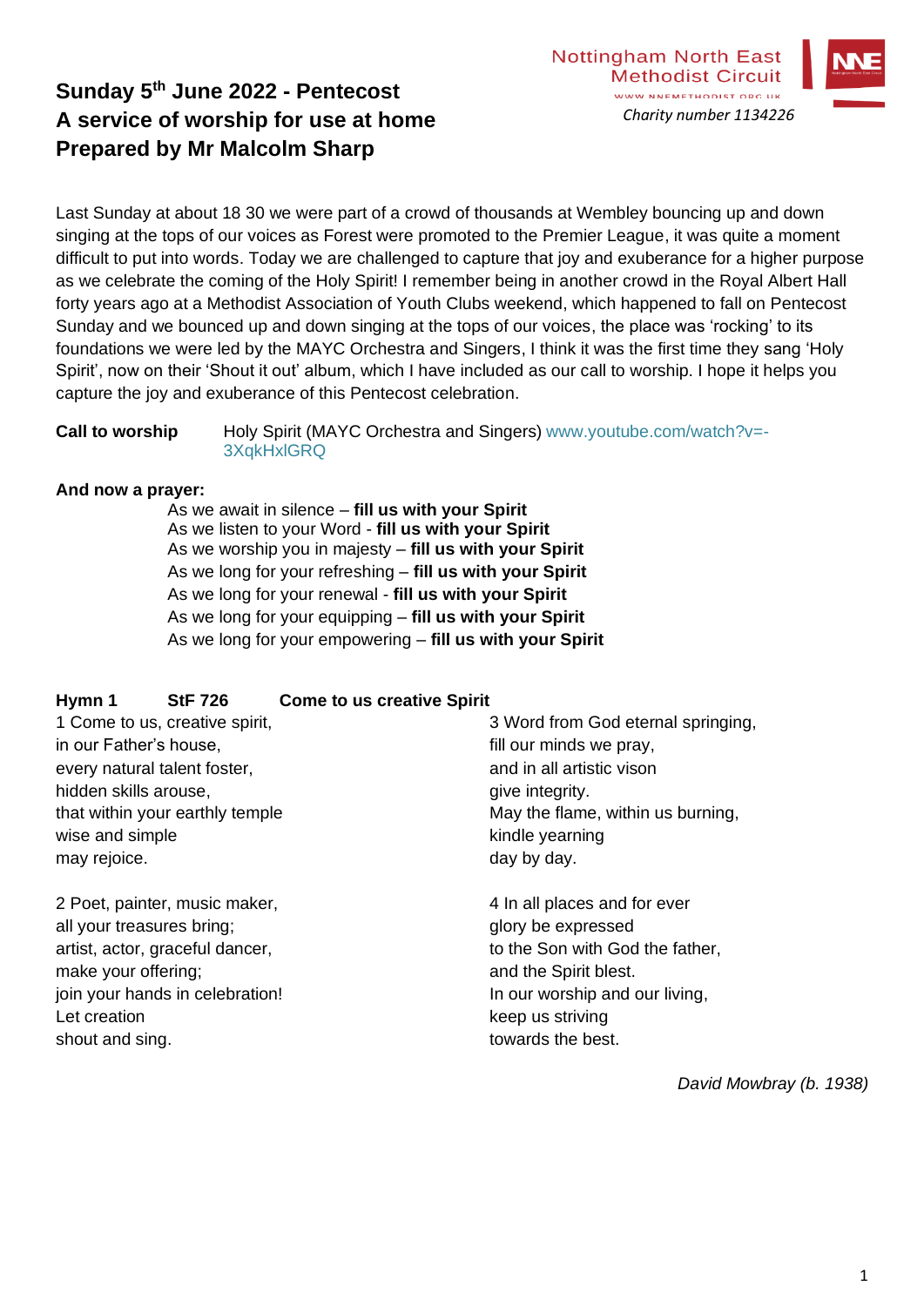Nottingham North East Methodist Circuit
www.nnemethodist.org.uk
*Charity number 1134226*

# Sunday 5th June 2022 - Pentecost
# A service of worship for use at home
# Prepared by Mr Malcolm Sharp

Last Sunday at about 18 30 we were part of a crowd of thousands at Wembley bouncing up and down singing at the tops of our voices as Forest were promoted to the Premier League, it was quite a moment difficult to put into words. Today we are challenged to capture that joy and exuberance for a higher purpose as we celebrate the coming of the Holy Spirit! I remember being in another crowd in the Royal Albert Hall forty years ago at a Methodist Association of Youth Clubs weekend, which happened to fall on Pentecost Sunday and we bounced up and down singing at the tops of our voices, the place was 'rocking' to its foundations we were led by the MAYC Orchestra and Singers, I think it was the first time they sang 'Holy Spirit', now on their 'Shout it out' album, which I have included as our call to worship. I hope it helps you capture the joy and exuberance of this Pentecost celebration.

**Call to worship** Holy Spirit (MAYC Orchestra and Singers) www.youtube.com/watch?v=-3XqkHxlGRQ

**And now a prayer:**

As we await in silence – **fill us with your Spirit**
As we listen to your Word - **fill us with your Spirit**
As we worship you in majesty – **fill us with your Spirit**
As we long for your refreshing – **fill us with your Spirit**
As we long for your renewal - **fill us with your Spirit**
As we long for your equipping – **fill us with your Spirit**
As we long for your empowering – **fill us with your Spirit**

**Hymn 1 StF 726 Come to us creative Spirit**

1 Come to us, creative spirit,
in our Father's house,
every natural talent foster,
hidden skills arouse,
that within your earthly temple
wise and simple
may rejoice.

2 Poet, painter, music maker,
all your treasures bring;
artist, actor, graceful dancer,
make your offering;
join your hands in celebration!
Let creation
shout and sing.

3 Word from God eternal springing,
fill our minds we pray,
and in all artistic vison
give integrity.
May the flame, within us burning,
kindle yearning
day by day.

4 In all places and for ever
glory be expressed
to the Son with God the father,
and the Spirit blest.
In our worship and our living,
keep us striving
towards the best.

*David Mowbray (b. 1938)*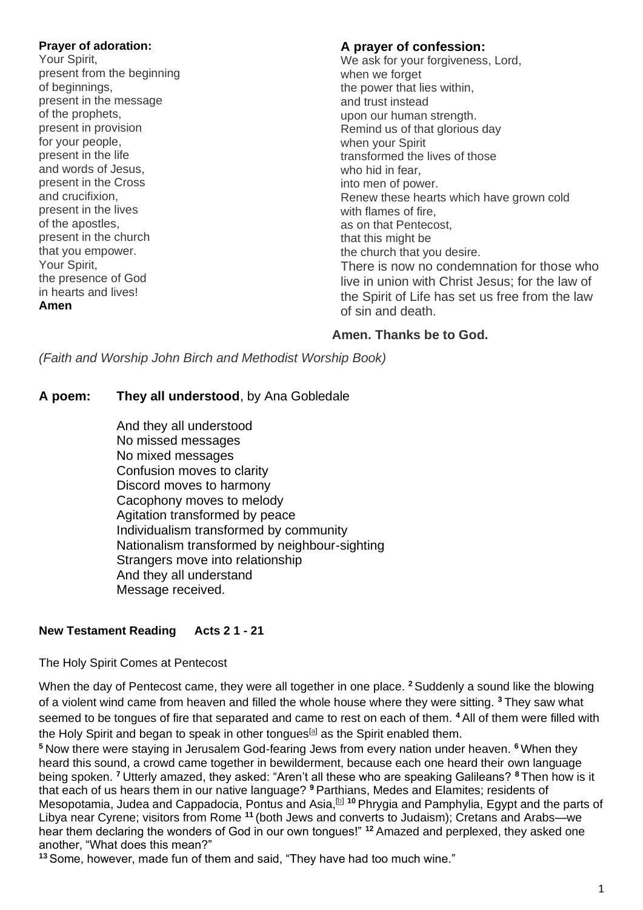**Prayer of adoration:**

Your Spirit,
present from the beginning
of beginnings,
present in the message
of the prophets,
present in provision
for your people,
present in the life
and words of Jesus,
present in the Cross
and crucifixion,
present in the lives
of the apostles,
present in the church
that you empower.
Your Spirit,
the presence of God
in hearts and lives!
**Amen**

### A prayer of confession:

We ask for your forgiveness, Lord,
when we forget
the power that lies within,
and trust instead
upon our human strength.
Remind us of that glorious day
when your Spirit
transformed the lives of those
who hid in fear,
into men of power.
Renew these hearts which have grown cold
with flames of fire,
as on that Pentecost,
that this might be
the church that you desire.
There is now no condemnation for those who live in union with Christ Jesus; for the law of the Spirit of Life has set us free from the law of sin and death.

**Amen. Thanks be to God.**

*(Faith and Worship John Birch and Methodist Worship Book)*

### A poem: **They all understood**, by Ana Gobledale

And they all understood
No missed messages
No mixed messages
Confusion moves to clarity
Discord moves to harmony
Cacophony moves to melody
Agitation transformed by peace
Individualism transformed by community
Nationalism transformed by neighbour-sighting
Strangers move into relationship
And they all understand
Message received.

**New Testament Reading Acts 2 1 - 21**

The Holy Spirit Comes at Pentecost

When the day of Pentecost came, they were all together in one place. **2** Suddenly a sound like the blowing of a violent wind came from heaven and filled the whole house where they were sitting. **3** They saw what seemed to be tongues of fire that separated and came to rest on each of them. **4** All of them were filled with the Holy Spirit and began to speak in other tongues[a] as the Spirit enabled them.
**5** Now there were staying in Jerusalem God-fearing Jews from every nation under heaven. **6** When they heard this sound, a crowd came together in bewilderment, because each one heard their own language being spoken. **7** Utterly amazed, they asked: "Aren't all these who are speaking Galileans? **8** Then how is it that each of us hears them in our native language? **9** Parthians, Medes and Elamites; residents of Mesopotamia, Judea and Cappadocia, Pontus and Asia,[b] **10** Phrygia and Pamphylia, Egypt and the parts of Libya near Cyrene; visitors from Rome **11** (both Jews and converts to Judaism); Cretans and Arabs—we hear them declaring the wonders of God in our own tongues!" **12** Amazed and perplexed, they asked one another, "What does this mean?"
**13** Some, however, made fun of them and said, "They have had too much wine."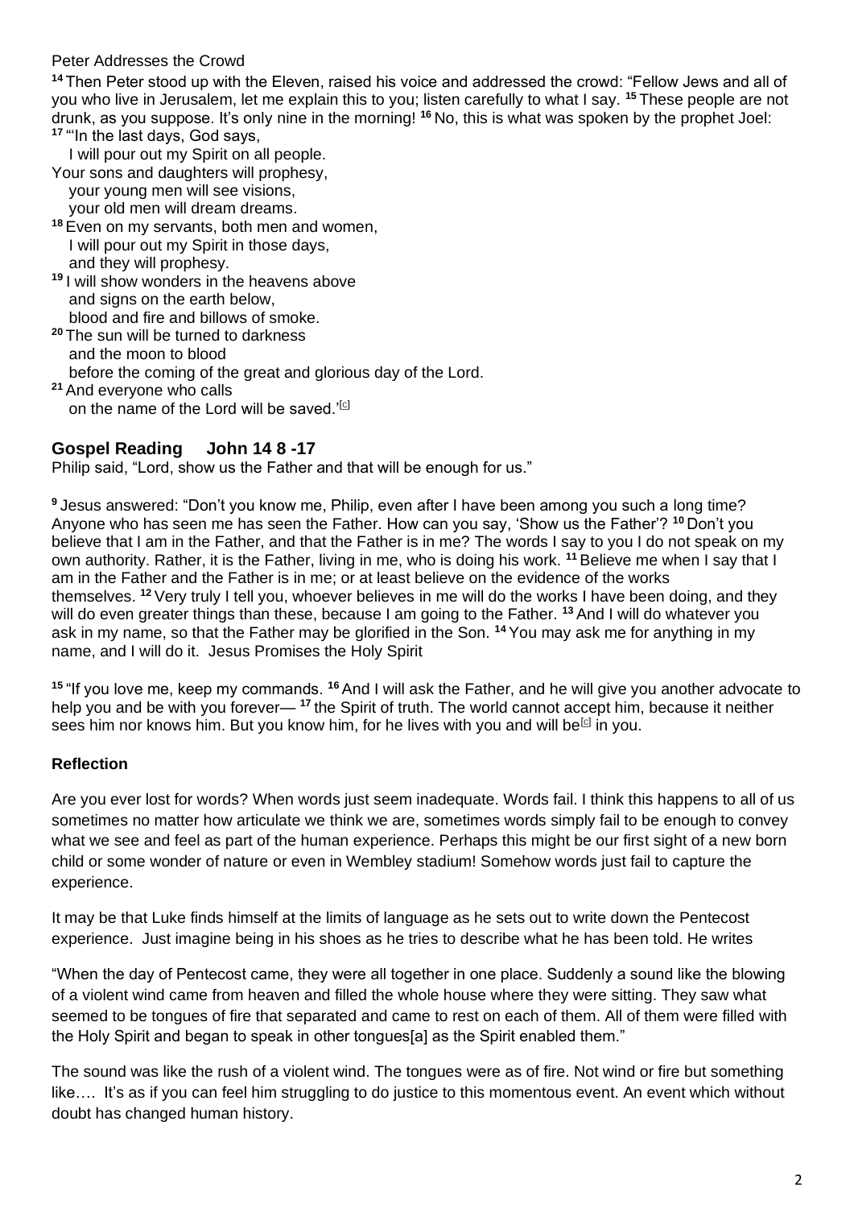Peter Addresses the Crowd

[14] Then Peter stood up with the Eleven, raised his voice and addressed the crowd: "Fellow Jews and all of you who live in Jerusalem, let me explain this to you; listen carefully to what I say. [15] These people are not drunk, as you suppose. It's only nine in the morning! [16] No, this is what was spoken by the prophet Joel:
[17] "'In the last days, God says,
I will pour out my Spirit on all people.
Your sons and daughters will prophesy,
your young men will see visions,
your old men will dream dreams.
[18] Even on my servants, both men and women,
I will pour out my Spirit in those days,
and they will prophesy.
[19] I will show wonders in the heavens above
and signs on the earth below,
blood and fire and billows of smoke.
[20] The sun will be turned to darkness
and the moon to blood
before the coming of the great and glorious day of the Lord.
[21] And everyone who calls
on the name of the Lord will be saved.'[c]

## Gospel Reading John 14 8 -17

Philip said, "Lord, show us the Father and that will be enough for us."

[9] Jesus answered: "Don't you know me, Philip, even after I have been among you such a long time? Anyone who has seen me has seen the Father. How can you say, 'Show us the Father'? [10] Don't you believe that I am in the Father, and that the Father is in me? The words I say to you I do not speak on my own authority. Rather, it is the Father, living in me, who is doing his work. [11] Believe me when I say that I am in the Father and the Father is in me; or at least believe on the evidence of the works themselves. [12] Very truly I tell you, whoever believes in me will do the works I have been doing, and they will do even greater things than these, because I am going to the Father. [13] And I will do whatever you ask in my name, so that the Father may be glorified in the Son. [14] You may ask me for anything in my name, and I will do it. Jesus Promises the Holy Spirit

[15] "If you love me, keep my commands. [16] And I will ask the Father, and he will give you another advocate to help you and be with you forever— [17] the Spirit of truth. The world cannot accept him, because it neither sees him nor knows him. But you know him, for he lives with you and will be[c] in you.

### Reflection

Are you ever lost for words? When words just seem inadequate. Words fail. I think this happens to all of us sometimes no matter how articulate we think we are, sometimes words simply fail to be enough to convey what we see and feel as part of the human experience. Perhaps this might be our first sight of a new born child or some wonder of nature or even in Wembley stadium! Somehow words just fail to capture the experience.

It may be that Luke finds himself at the limits of language as he sets out to write down the Pentecost experience. Just imagine being in his shoes as he tries to describe what he has been told. He writes

"When the day of Pentecost came, they were all together in one place. Suddenly a sound like the blowing of a violent wind came from heaven and filled the whole house where they were sitting. They saw what seemed to be tongues of fire that separated and came to rest on each of them. All of them were filled with the Holy Spirit and began to speak in other tongues[a] as the Spirit enabled them."

The sound was like the rush of a violent wind. The tongues were as of fire. Not wind or fire but something like…. It's as if you can feel him struggling to do justice to this momentous event. An event which without doubt has changed human history.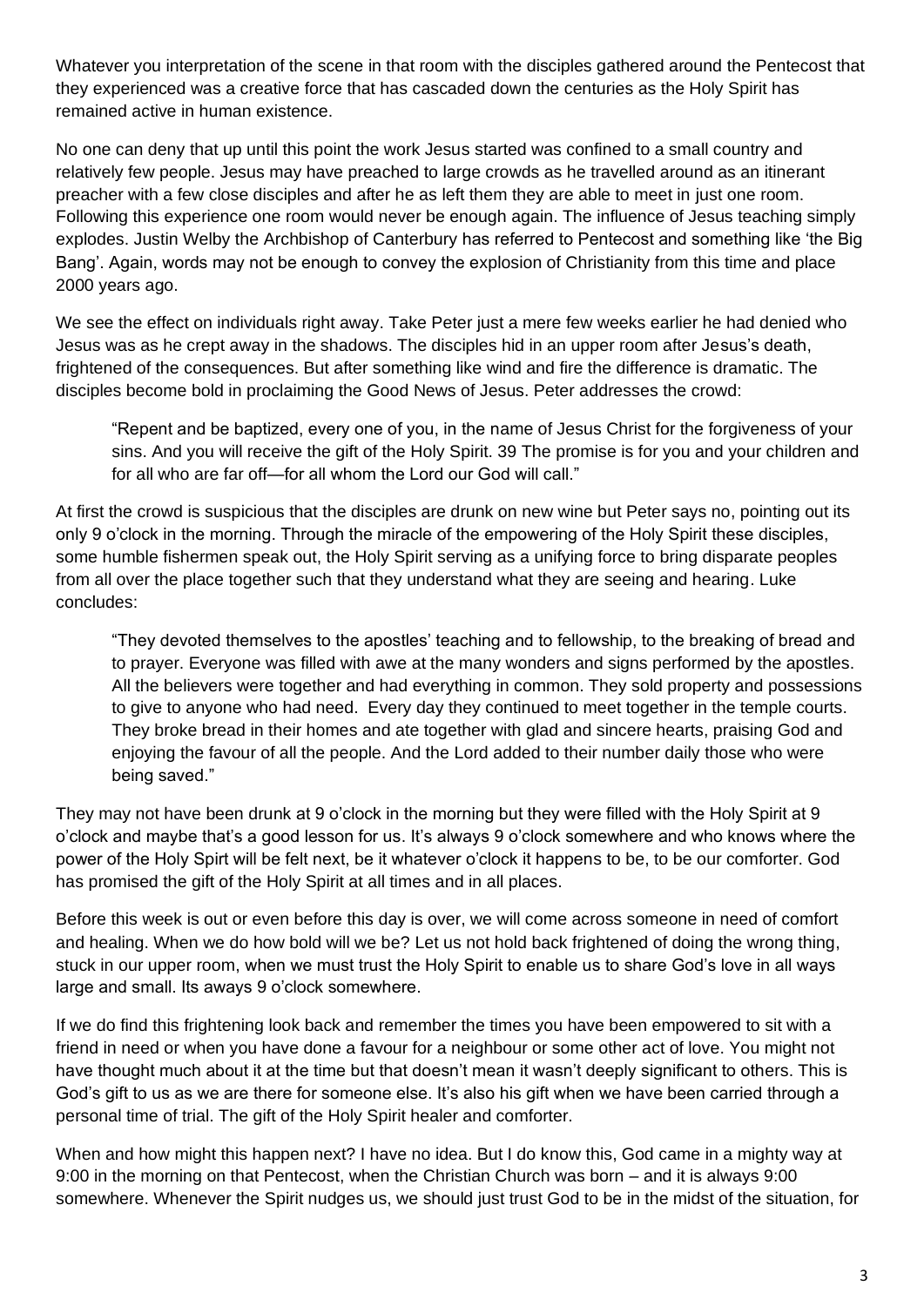Whatever you interpretation of the scene in that room with the disciples gathered around the Pentecost that they experienced was a creative force that has cascaded down the centuries as the Holy Spirit has remained active in human existence.

No one can deny that up until this point the work Jesus started was confined to a small country and relatively few people. Jesus may have preached to large crowds as he travelled around as an itinerant preacher with a few close disciples and after he as left them they are able to meet in just one room. Following this experience one room would never be enough again. The influence of Jesus teaching simply explodes. Justin Welby the Archbishop of Canterbury has referred to Pentecost and something like 'the Big Bang'. Again, words may not be enough to convey the explosion of Christianity from this time and place 2000 years ago.

We see the effect on individuals right away. Take Peter just a mere few weeks earlier he had denied who Jesus was as he crept away in the shadows. The disciples hid in an upper room after Jesus's death, frightened of the consequences. But after something like wind and fire the difference is dramatic. The disciples become bold in proclaiming the Good News of Jesus. Peter addresses the crowd:

> "Repent and be baptized, every one of you, in the name of Jesus Christ for the forgiveness of your sins. And you will receive the gift of the Holy Spirit. 39 The promise is for you and your children and for all who are far off—for all whom the Lord our God will call."

At first the crowd is suspicious that the disciples are drunk on new wine but Peter says no, pointing out its only 9 o'clock in the morning. Through the miracle of the empowering of the Holy Spirit these disciples, some humble fishermen speak out, the Holy Spirit serving as a unifying force to bring disparate peoples from all over the place together such that they understand what they are seeing and hearing. Luke concludes:

> "They devoted themselves to the apostles' teaching and to fellowship, to the breaking of bread and to prayer. Everyone was filled with awe at the many wonders and signs performed by the apostles. All the believers were together and had everything in common. They sold property and possessions to give to anyone who had need. Every day they continued to meet together in the temple courts. They broke bread in their homes and ate together with glad and sincere hearts, praising God and enjoying the favour of all the people. And the Lord added to their number daily those who were being saved."

They may not have been drunk at 9 o'clock in the morning but they were filled with the Holy Spirit at 9 o'clock and maybe that's a good lesson for us. It's always 9 o'clock somewhere and who knows where the power of the Holy Spirt will be felt next, be it whatever o'clock it happens to be, to be our comforter. God has promised the gift of the Holy Spirit at all times and in all places.

Before this week is out or even before this day is over, we will come across someone in need of comfort and healing. When we do how bold will we be? Let us not hold back frightened of doing the wrong thing, stuck in our upper room, when we must trust the Holy Spirit to enable us to share God's love in all ways large and small. Its aways 9 o'clock somewhere.

If we do find this frightening look back and remember the times you have been empowered to sit with a friend in need or when you have done a favour for a neighbour or some other act of love. You might not have thought much about it at the time but that doesn't mean it wasn't deeply significant to others. This is God's gift to us as we are there for someone else. It's also his gift when we have been carried through a personal time of trial. The gift of the Holy Spirit healer and comforter.

When and how might this happen next? I have no idea. But I do know this, God came in a mighty way at 9:00 in the morning on that Pentecost, when the Christian Church was born – and it is always 9:00 somewhere. Whenever the Spirit nudges us, we should just trust God to be in the midst of the situation, for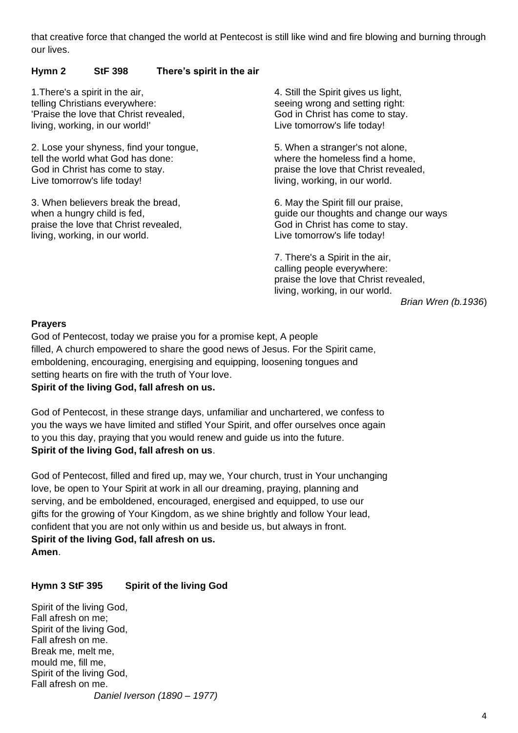that creative force that changed the world at Pentecost is still like wind and fire blowing and burning through our lives.

**Hymn 2 StF 398 There's spirit in the air**

1.There's a spirit in the air,
telling Christians everywhere:
'Praise the love that Christ revealed,
living, working, in our world!'

2. Lose your shyness, find your tongue,
tell the world what God has done:
God in Christ has come to stay.
Live tomorrow's life today!

3. When believers break the bread,
when a hungry child is fed,
praise the love that Christ revealed,
living, working, in our world.

4. Still the Spirit gives us light,
seeing wrong and setting right:
God in Christ has come to stay.
Live tomorrow's life today!

5. When a stranger's not alone,
where the homeless find a home,
praise the love that Christ revealed,
living, working, in our world.

6. May the Spirit fill our praise,
guide our thoughts and change our ways
God in Christ has come to stay.
Live tomorrow's life today!

7. There's a Spirit in the air,
calling people everywhere:
praise the love that Christ revealed,
living, working, in our world.

*Brian Wren (b.1936*)

**Prayers**

God of Pentecost, today we praise you for a promise kept, A people filled, A church empowered to share the good news of Jesus. For the Spirit came, emboldening, encouraging, energising and equipping, loosening tongues and setting hearts on fire with the truth of Your love.
**Spirit of the living God, fall afresh on us.**

God of Pentecost, in these strange days, unfamiliar and unchartered, we confess to you the ways we have limited and stifled Your Spirit, and offer ourselves once again to you this day, praying that you would renew and guide us into the future.
**Spirit of the living God, fall afresh on us**.

God of Pentecost, filled and fired up, may we, Your church, trust in Your unchanging love, be open to Your Spirit at work in all our dreaming, praying, planning and serving, and be emboldened, encouraged, energised and equipped, to use our gifts for the growing of Your Kingdom, as we shine brightly and follow Your lead, confident that you are not only within us and beside us, but always in front.
**Spirit of the living God, fall afresh on us.**
**Amen**.

**Hymn 3 StF 395 Spirit of the living God**

Spirit of the living God,
Fall afresh on me;
Spirit of the living God,
Fall afresh on me.
Break me, melt me,
mould me, fill me,
Spirit of the living God,
Fall afresh on me.

*Daniel Iverson (1890 – 1977)*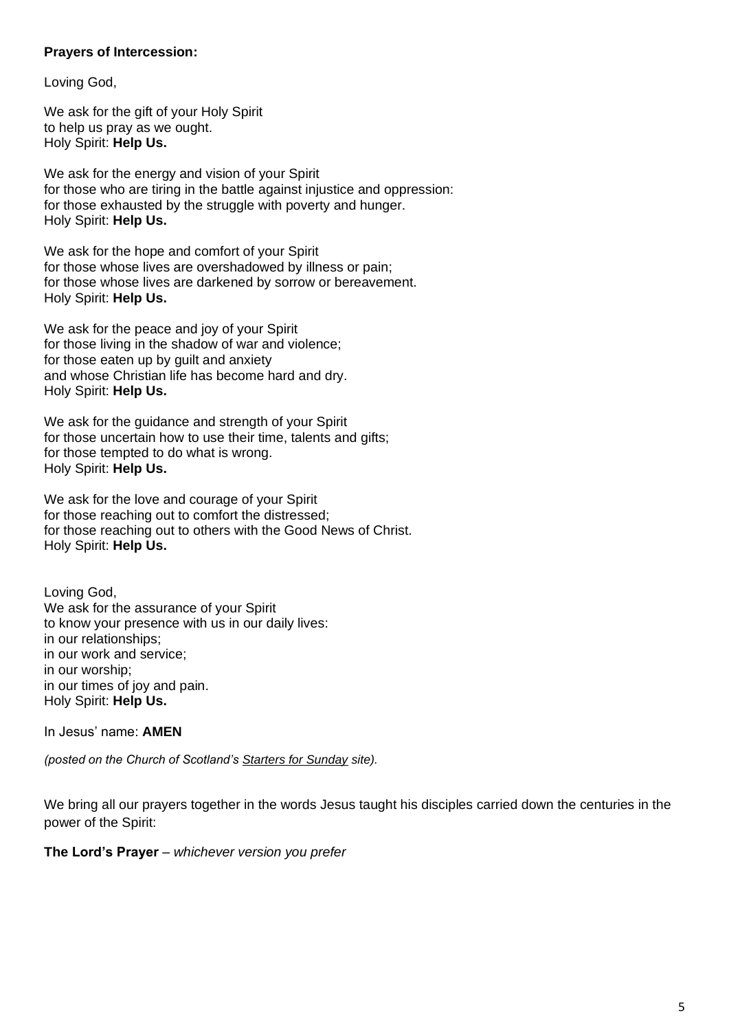**Prayers of Intercession:**

Loving God,

We ask for the gift of your Holy Spirit  
to help us pray as we ought.  
Holy Spirit: **Help Us.**

We ask for the energy and vision of your Spirit  
for those who are tiring in the battle against injustice and oppression:  
for those exhausted by the struggle with poverty and hunger.  
Holy Spirit: **Help Us.**

We ask for the hope and comfort of your Spirit  
for those whose lives are overshadowed by illness or pain;  
for those whose lives are darkened by sorrow or bereavement.  
Holy Spirit: **Help Us.**

We ask for the peace and joy of your Spirit  
for those living in the shadow of war and violence;  
for those eaten up by guilt and anxiety  
and whose Christian life has become hard and dry.  
Holy Spirit: **Help Us.**

We ask for the guidance and strength of your Spirit  
for those uncertain how to use their time, talents and gifts;  
for those tempted to do what is wrong.  
Holy Spirit: **Help Us.**

We ask for the love and courage of your Spirit  
for those reaching out to comfort the distressed;  
for those reaching out to others with the Good News of Christ.  
Holy Spirit: **Help Us.**

Loving God,  
We ask for the assurance of your Spirit  
to know your presence with us in our daily lives:  
in our relationships;  
in our work and service;  
in our worship;  
in our times of joy and pain.  
Holy Spirit: **Help Us.**

In Jesus' name: **AMEN**

*(posted on the Church of Scotland's Starters for Sunday site).*

We bring all our prayers together in the words Jesus taught his disciples carried down the centuries in the power of the Spirit:

**The Lord's Prayer** – *whichever version you prefer*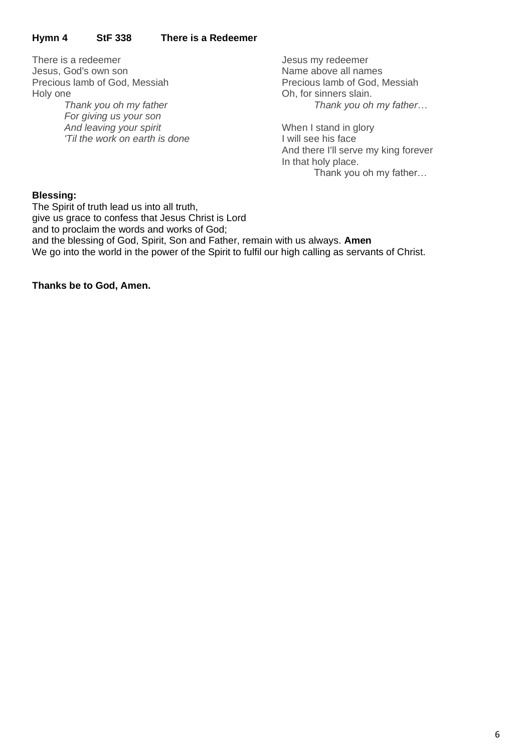**Hymn 4 StF 338 There is a Redeemer**

There is a redeemer
Jesus, God's own son
Precious lamb of God, Messiah
Holy one

*Thank you oh my father*
*For giving us your son*
*And leaving your spirit*
*'Til the work on earth is done*

Jesus my redeemer
Name above all names
Precious lamb of God, Messiah
Oh, for sinners slain.

*Thank you oh my father…*

When I stand in glory
I will see his face
And there I'll serve my king forever
In that holy place.

Thank you oh my father…

**Blessing:**
The Spirit of truth lead us into all truth,
give us grace to confess that Jesus Christ is Lord
and to proclaim the words and works of God;
and the blessing of God, Spirit, Son and Father, remain with us always. **Amen**
We go into the world in the power of the Spirit to fulfil our high calling as servants of Christ.

**Thanks be to God, Amen.**